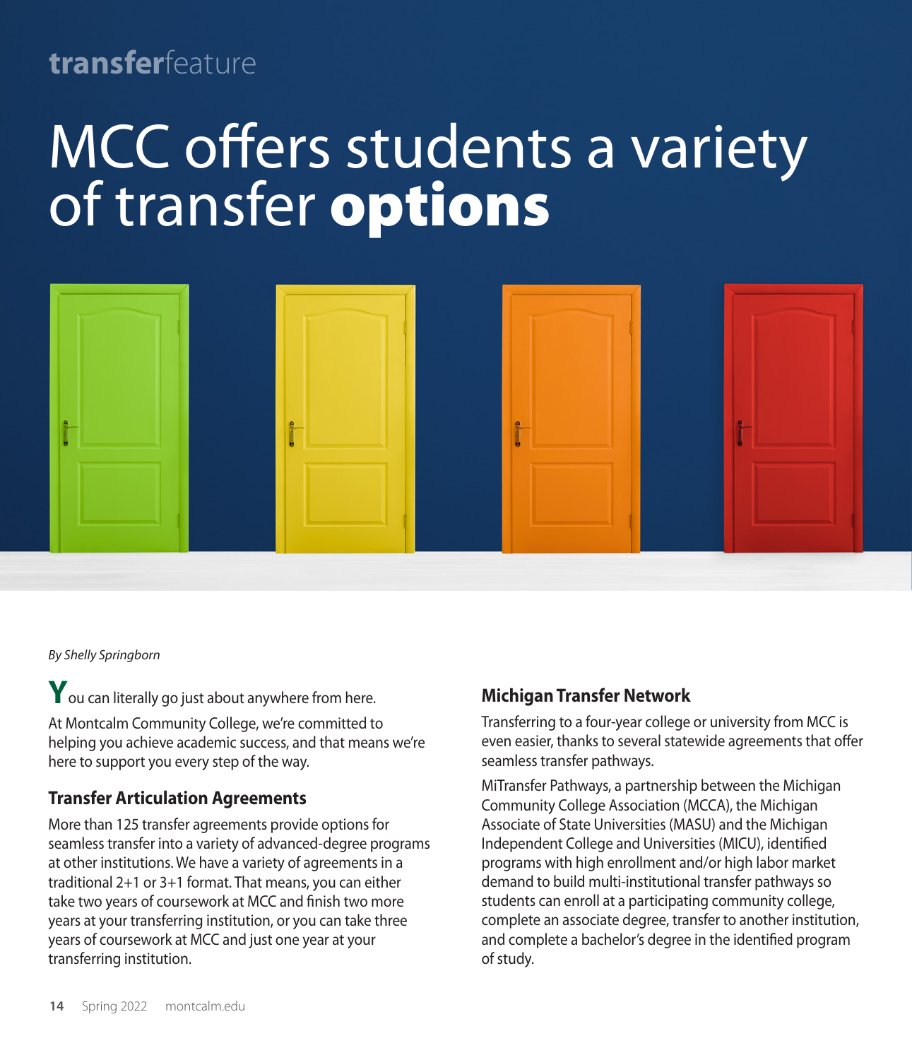transfer**feature**

# MCC offers students a variety of transfer **options**

*By Shelly Springborn*

You can literally go just about anywhere from here.

At Montcalm Community College, we're committed to helping you achieve academic success, and that means we're here to support you every step of the way.

## Transfer Articulation Agreements

More than 125 transfer agreements provide options for seamless transfer into a variety of advanced-degree programs at other institutions. We have a variety of agreements in a traditional 2+1 or 3+1 format. That means, you can either take two years of coursework at MCC and finish two more years at your transferring institution, or you can take three years of coursework at MCC and just one year at your transferring institution.

## Michigan Transfer Network

Transferring to a four-year college or university from MCC is even easier, thanks to several statewide agreements that offer seamless transfer pathways.

MiTransfer Pathways, a partnership between the Michigan Community College Association (MCCA), the Michigan Associate of State Universities (MASU) and the Michigan Independent College and Universities (MICU), identified programs with high enrollment and/or high labor market demand to build multi-institutional transfer pathways so students can enroll at a participating community college, complete an associate degree, transfer to another institution, and complete a bachelor's degree in the identified program of study.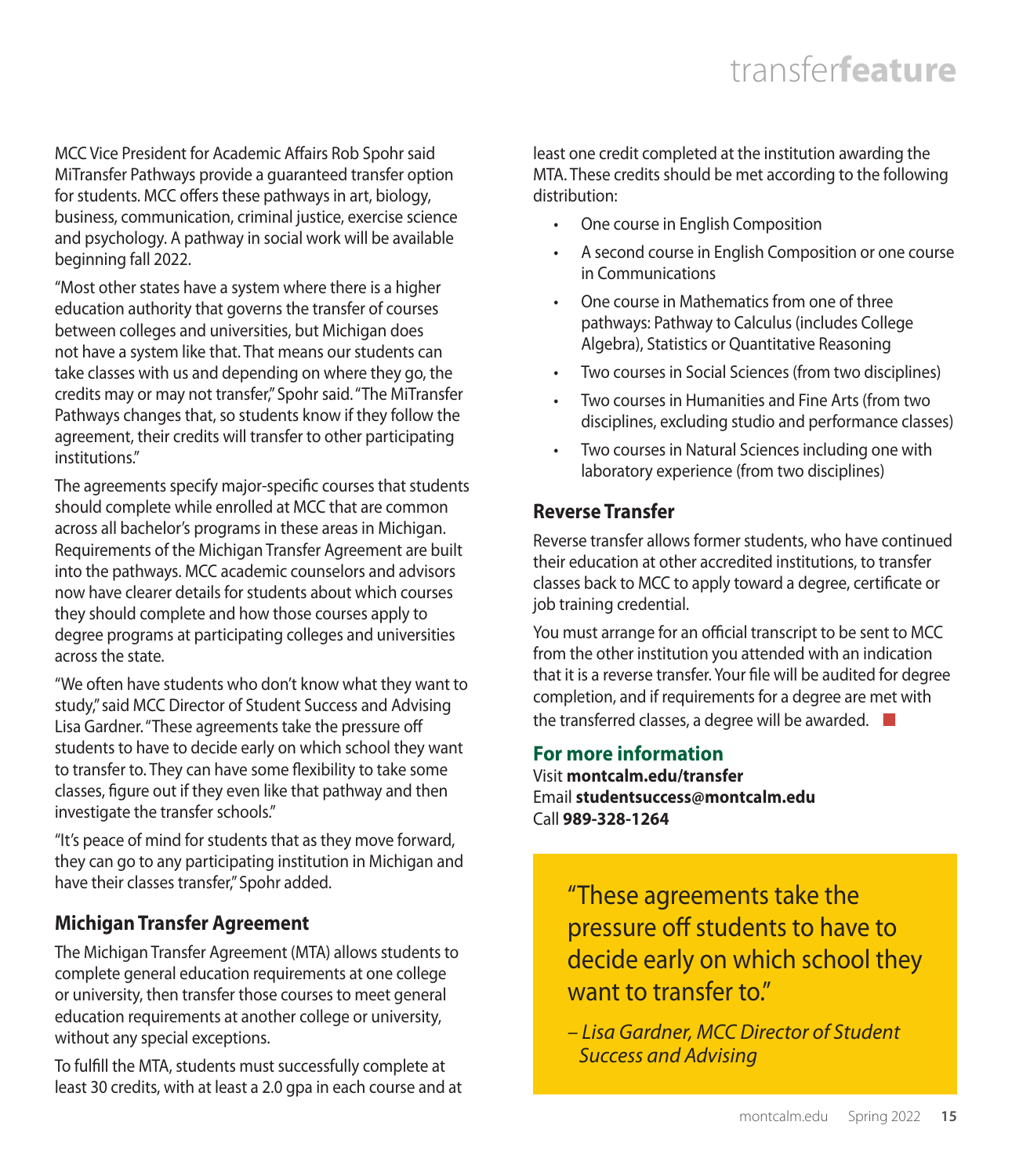MCC Vice President for Academic Affairs Rob Spohr said MiTransfer Pathways provide a guaranteed transfer option for students. MCC offers these pathways in art, biology, business, communication, criminal justice, exercise science and psychology. A pathway in social work will be available beginning fall 2022.

"Most other states have a system where there is a higher education authority that governs the transfer of courses between colleges and universities, but Michigan does not have a system like that. That means our students can take classes with us and depending on where they go, the credits may or may not transfer," Spohr said. "The MiTransfer Pathways changes that, so students know if they follow the agreement, their credits will transfer to other participating institutions."

The agreements specify major-specific courses that students should complete while enrolled at MCC that are common across all bachelor's programs in these areas in Michigan. Requirements of the Michigan Transfer Agreement are built into the pathways. MCC academic counselors and advisors now have clearer details for students about which courses they should complete and how those courses apply to degree programs at participating colleges and universities across the state.

"We often have students who don't know what they want to study," said MCC Director of Student Success and Advising Lisa Gardner. "These agreements take the pressure off students to have to decide early on which school they want to transfer to. They can have some flexibility to take some classes, figure out if they even like that pathway and then investigate the transfer schools."

"It's peace of mind for students that as they move forward, they can go to any participating institution in Michigan and have their classes transfer," Spohr added.

## Michigan Transfer Agreement

The Michigan Transfer Agreement (MTA) allows students to complete general education requirements at one college or university, then transfer those courses to meet general education requirements at another college or university, without any special exceptions.

To fulfill the MTA, students must successfully complete at least 30 credits, with at least a 2.0 gpa in each course and at least one credit completed at the institution awarding the MTA. These credits should be met according to the following distribution:

- One course in English Composition
- A second course in English Composition or one course in Communications
- One course in Mathematics from one of three pathways: Pathway to Calculus (includes College Algebra), Statistics or Quantitative Reasoning
- Two courses in Social Sciences (from two disciplines)
- Two courses in Humanities and Fine Arts (from two disciplines, excluding studio and performance classes)
- Two courses in Natural Sciences including one with laboratory experience (from two disciplines)

## Reverse Transfer

Reverse transfer allows former students, who have continued their education at other accredited institutions, to transfer classes back to MCC to apply toward a degree, certificate or job training credential.

You must arrange for an official transcript to be sent to MCC from the other institution you attended with an indication that it is a reverse transfer. Your file will be audited for degree completion, and if requirements for a degree are met with the transferred classes, a degree will be awarded.

### For more information

Visit **montcalm.edu/transfer**
Email **studentsuccess@montcalm.edu**
Call **989-328-1264**

> "These agreements take the pressure off students to have to decide early on which school they want to transfer to."
>
> *– Lisa Gardner, MCC Director of Student Success and Advising*